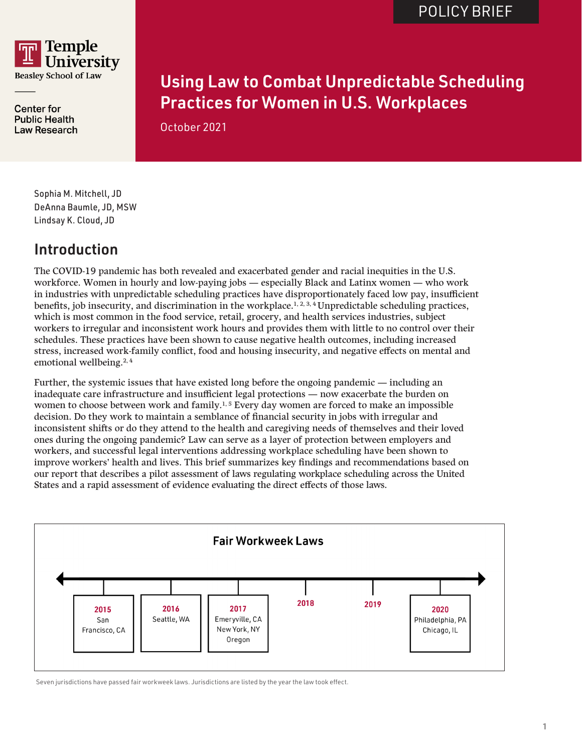POLICY BRIEF

Temple University
Beasley School of Law

Center for Public Health Law Research

# Using Law to Combat Unpredictable Scheduling Practices for Women in U.S. Workplaces

October 2021

Sophia M. Mitchell, JD
DeAnna Baumle, JD, MSW
Lindsay K. Cloud, JD

## Introduction

The COVID-19 pandemic has both revealed and exacerbated gender and racial inequities in the U.S. workforce. Women in hourly and low-paying jobs — especially Black and Latinx women — who work in industries with unpredictable scheduling practices have disproportionately faced low pay, insufficient benefits, job insecurity, and discrimination in the workplace.[1, 2, 3, 4] Unpredictable scheduling practices, which is most common in the food service, retail, grocery, and health services industries, subject workers to irregular and inconsistent work hours and provides them with little to no control over their schedules. These practices have been shown to cause negative health outcomes, including increased stress, increased work-family conflict, food and housing insecurity, and negative effects on mental and emotional wellbeing.[2, 4]

Further, the systemic issues that have existed long before the ongoing pandemic — including an inadequate care infrastructure and insufficient legal protections — now exacerbate the burden on women to choose between work and family.[1, 5] Every day women are forced to make an impossible decision. Do they work to maintain a semblance of financial security in jobs with irregular and inconsistent shifts or do they attend to the health and caregiving needs of themselves and their loved ones during the ongoing pandemic? Law can serve as a layer of protection between employers and workers, and successful legal interventions addressing workplace scheduling have been shown to improve workers' health and lives. This brief summarizes key findings and recommendations based on our report that describes a pilot assessment of laws regulating workplace scheduling across the United States and a rapid assessment of evidence evaluating the direct effects of those laws.

### Fair Workweek Laws

| Year | Jurisdictions |
|---|---|
| 2015 | San Francisco, CA |
| 2016 | Seattle, WA |
| 2017 | Emeryville, CA; New York, NY; Oregon |
| 2018 | |
| 2019 | |
| 2020 | Philadelphia, PA; Chicago, IL |

Seven jurisdictions have passed fair workweek laws. Jurisdictions are listed by the year the law took effect.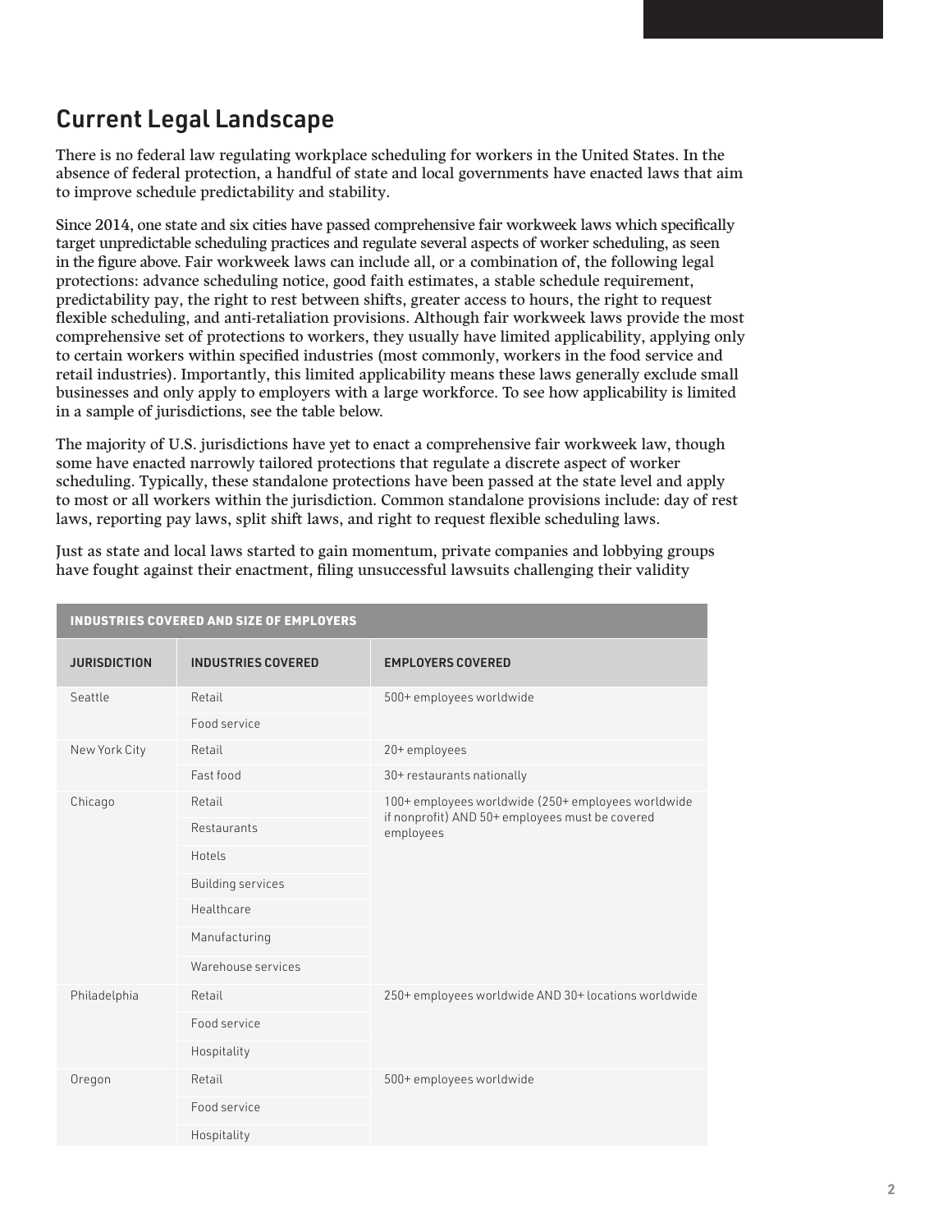## Current Legal Landscape

There is no federal law regulating workplace scheduling for workers in the United States. In the absence of federal protection, a handful of state and local governments have enacted laws that aim to improve schedule predictability and stability.

Since 2014, one state and six cities have passed comprehensive fair workweek laws which specifically target unpredictable scheduling practices and regulate several aspects of worker scheduling, as seen in the figure above. Fair workweek laws can include all, or a combination of, the following legal protections: advance scheduling notice, good faith estimates, a stable schedule requirement, predictability pay, the right to rest between shifts, greater access to hours, the right to request flexible scheduling, and anti-retaliation provisions. Although fair workweek laws provide the most comprehensive set of protections to workers, they usually have limited applicability, applying only to certain workers within specified industries (most commonly, workers in the food service and retail industries). Importantly, this limited applicability means these laws generally exclude small businesses and only apply to employers with a large workforce. To see how applicability is limited in a sample of jurisdictions, see the table below.

The majority of U.S. jurisdictions have yet to enact a comprehensive fair workweek law, though some have enacted narrowly tailored protections that regulate a discrete aspect of worker scheduling. Typically, these standalone protections have been passed at the state level and apply to most or all workers within the jurisdiction. Common standalone provisions include: day of rest laws, reporting pay laws, split shift laws, and right to request flexible scheduling laws.

Just as state and local laws started to gain momentum, private companies and lobbying groups have fought against their enactment, filing unsuccessful lawsuits challenging their validity

**INDUSTRIES COVERED AND SIZE OF EMPLOYERS**

| JURISDICTION | INDUSTRIES COVERED | EMPLOYERS COVERED |
|---|---|---|
| Seattle | Retail | 500+ employees worldwide |
| | Food service | |
| New York City | Retail | 20+ employees |
| | Fast food | 30+ restaurants nationally |
| Chicago | Retail | 100+ employees worldwide (250+ employees worldwide if nonprofit) AND 50+ employees must be covered employees |
| | Restaurants | |
| | Hotels | |
| | Building services | |
| | Healthcare | |
| | Manufacturing | |
| | Warehouse services | |
| Philadelphia | Retail | 250+ employees worldwide AND 30+ locations worldwide |
| | Food service | |
| | Hospitality | |
| Oregon | Retail | 500+ employees worldwide |
| | Food service | |
| | Hospitality | |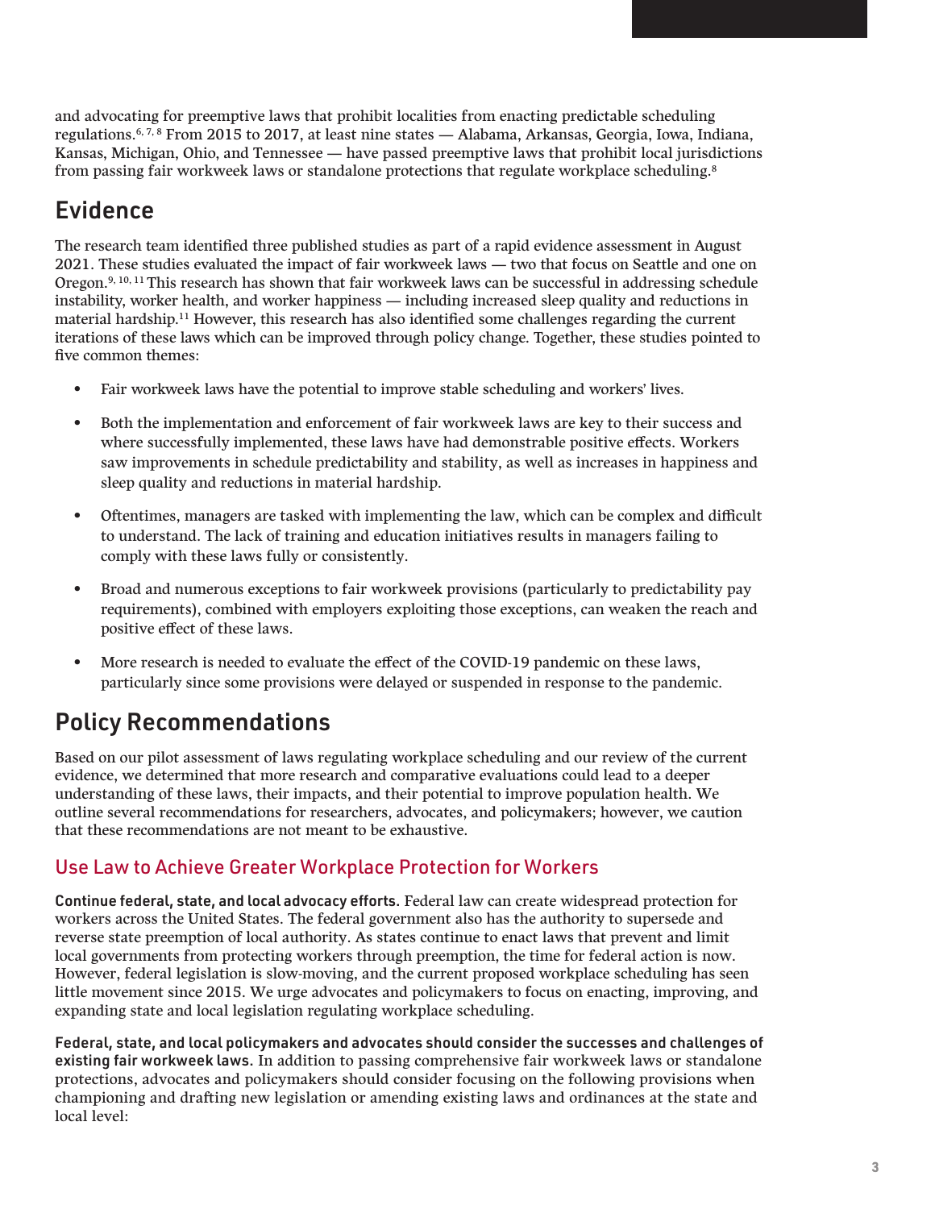and advocating for preemptive laws that prohibit localities from enacting predictable scheduling regulations.[6, 7, 8] From 2015 to 2017, at least nine states — Alabama, Arkansas, Georgia, Iowa, Indiana, Kansas, Michigan, Ohio, and Tennessee — have passed preemptive laws that prohibit local jurisdictions from passing fair workweek laws or standalone protections that regulate workplace scheduling.[8]

## Evidence

The research team identified three published studies as part of a rapid evidence assessment in August 2021. These studies evaluated the impact of fair workweek laws — two that focus on Seattle and one on Oregon.[9, 10, 11] This research has shown that fair workweek laws can be successful in addressing schedule instability, worker health, and worker happiness — including increased sleep quality and reductions in material hardship.[11] However, this research has also identified some challenges regarding the current iterations of these laws which can be improved through policy change. Together, these studies pointed to five common themes:

- Fair workweek laws have the potential to improve stable scheduling and workers' lives.
- Both the implementation and enforcement of fair workweek laws are key to their success and where successfully implemented, these laws have had demonstrable positive effects. Workers saw improvements in schedule predictability and stability, as well as increases in happiness and sleep quality and reductions in material hardship.
- Oftentimes, managers are tasked with implementing the law, which can be complex and difficult to understand. The lack of training and education initiatives results in managers failing to comply with these laws fully or consistently.
- Broad and numerous exceptions to fair workweek provisions (particularly to predictability pay requirements), combined with employers exploiting those exceptions, can weaken the reach and positive effect of these laws.
- More research is needed to evaluate the effect of the COVID-19 pandemic on these laws, particularly since some provisions were delayed or suspended in response to the pandemic.

## Policy Recommendations

Based on our pilot assessment of laws regulating workplace scheduling and our review of the current evidence, we determined that more research and comparative evaluations could lead to a deeper understanding of these laws, their impacts, and their potential to improve population health. We outline several recommendations for researchers, advocates, and policymakers; however, we caution that these recommendations are not meant to be exhaustive.

### Use Law to Achieve Greater Workplace Protection for Workers

**Continue federal, state, and local advocacy efforts.** Federal law can create widespread protection for workers across the United States. The federal government also has the authority to supersede and reverse state preemption of local authority. As states continue to enact laws that prevent and limit local governments from protecting workers through preemption, the time for federal action is now. However, federal legislation is slow-moving, and the current proposed workplace scheduling has seen little movement since 2015. We urge advocates and policymakers to focus on enacting, improving, and expanding state and local legislation regulating workplace scheduling.

**Federal, state, and local policymakers and advocates should consider the successes and challenges of existing fair workweek laws.** In addition to passing comprehensive fair workweek laws or standalone protections, advocates and policymakers should consider focusing on the following provisions when championing and drafting new legislation or amending existing laws and ordinances at the state and local level: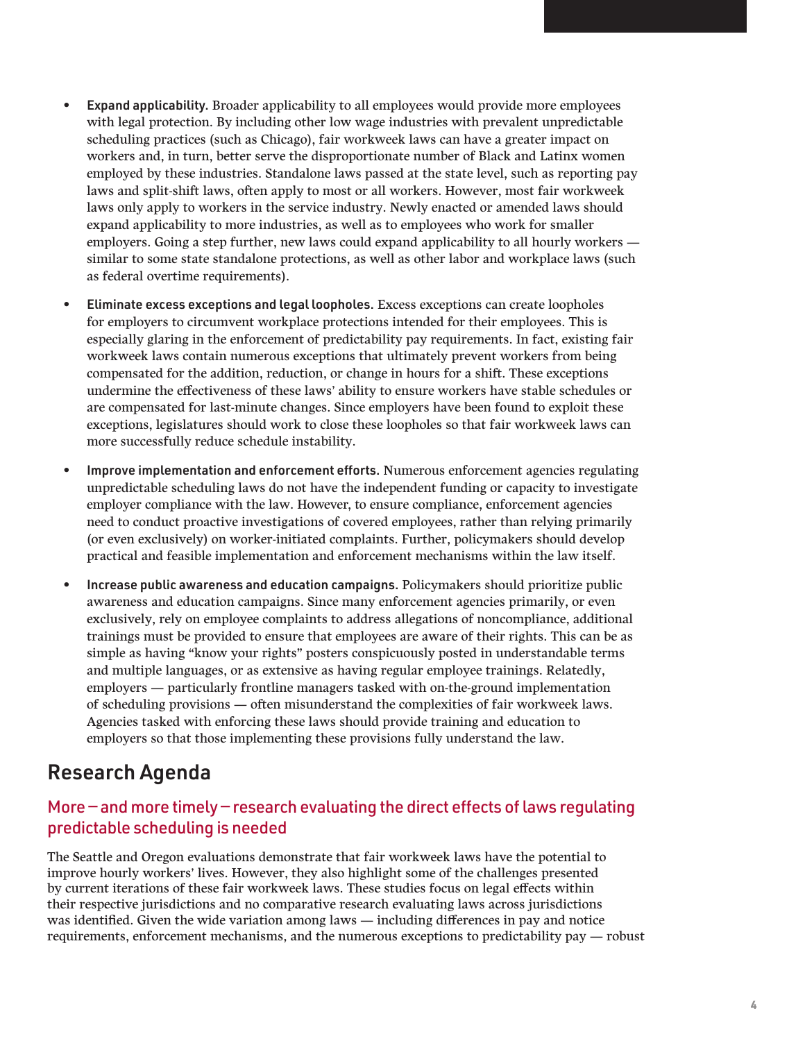- **Expand applicability.** Broader applicability to all employees would provide more employees with legal protection. By including other low wage industries with prevalent unpredictable scheduling practices (such as Chicago), fair workweek laws can have a greater impact on workers and, in turn, better serve the disproportionate number of Black and Latinx women employed by these industries. Standalone laws passed at the state level, such as reporting pay laws and split-shift laws, often apply to most or all workers. However, most fair workweek laws only apply to workers in the service industry. Newly enacted or amended laws should expand applicability to more industries, as well as to employees who work for smaller employers. Going a step further, new laws could expand applicability to all hourly workers — similar to some state standalone protections, as well as other labor and workplace laws (such as federal overtime requirements).

- **Eliminate excess exceptions and legal loopholes.** Excess exceptions can create loopholes for employers to circumvent workplace protections intended for their employees. This is especially glaring in the enforcement of predictability pay requirements. In fact, existing fair workweek laws contain numerous exceptions that ultimately prevent workers from being compensated for the addition, reduction, or change in hours for a shift. These exceptions undermine the effectiveness of these laws' ability to ensure workers have stable schedules or are compensated for last-minute changes. Since employers have been found to exploit these exceptions, legislatures should work to close these loopholes so that fair workweek laws can more successfully reduce schedule instability.

- **Improve implementation and enforcement efforts.** Numerous enforcement agencies regulating unpredictable scheduling laws do not have the independent funding or capacity to investigate employer compliance with the law. However, to ensure compliance, enforcement agencies need to conduct proactive investigations of covered employees, rather than relying primarily (or even exclusively) on worker-initiated complaints. Further, policymakers should develop practical and feasible implementation and enforcement mechanisms within the law itself.

- **Increase public awareness and education campaigns.** Policymakers should prioritize public awareness and education campaigns. Since many enforcement agencies primarily, or even exclusively, rely on employee complaints to address allegations of noncompliance, additional trainings must be provided to ensure that employees are aware of their rights. This can be as simple as having "know your rights" posters conspicuously posted in understandable terms and multiple languages, or as extensive as having regular employee trainings. Relatedly, employers — particularly frontline managers tasked with on-the-ground implementation of scheduling provisions — often misunderstand the complexities of fair workweek laws. Agencies tasked with enforcing these laws should provide training and education to employers so that those implementing these provisions fully understand the law.

## Research Agenda

### More — and more timely — research evaluating the direct effects of laws regulating predictable scheduling is needed

The Seattle and Oregon evaluations demonstrate that fair workweek laws have the potential to improve hourly workers' lives. However, they also highlight some of the challenges presented by current iterations of these fair workweek laws. These studies focus on legal effects within their respective jurisdictions and no comparative research evaluating laws across jurisdictions was identified. Given the wide variation among laws — including differences in pay and notice requirements, enforcement mechanisms, and the numerous exceptions to predictability pay — robust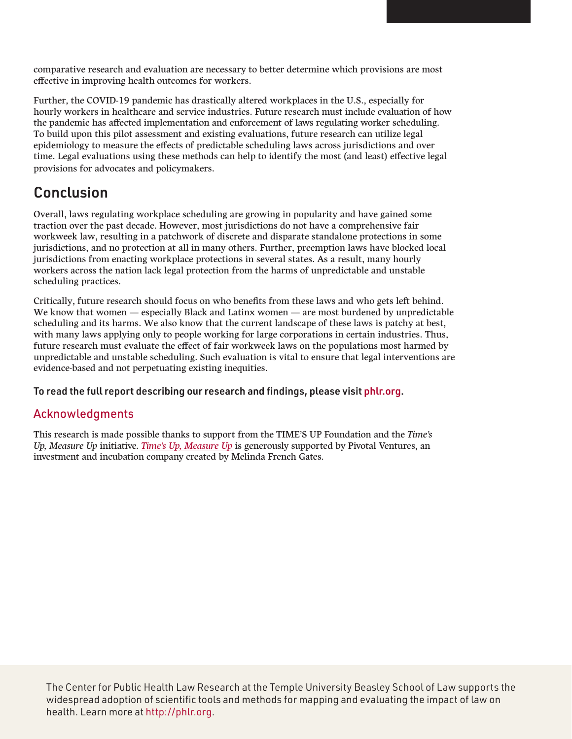comparative research and evaluation are necessary to better determine which provisions are most effective in improving health outcomes for workers.

Further, the COVID-19 pandemic has drastically altered workplaces in the U.S., especially for hourly workers in healthcare and service industries. Future research must include evaluation of how the pandemic has affected implementation and enforcement of laws regulating worker scheduling. To build upon this pilot assessment and existing evaluations, future research can utilize legal epidemiology to measure the effects of predictable scheduling laws across jurisdictions and over time. Legal evaluations using these methods can help to identify the most (and least) effective legal provisions for advocates and policymakers.

## Conclusion

Overall, laws regulating workplace scheduling are growing in popularity and have gained some traction over the past decade. However, most jurisdictions do not have a comprehensive fair workweek law, resulting in a patchwork of discrete and disparate standalone protections in some jurisdictions, and no protection at all in many others. Further, preemption laws have blocked local jurisdictions from enacting workplace protections in several states. As a result, many hourly workers across the nation lack legal protection from the harms of unpredictable and unstable scheduling practices.

Critically, future research should focus on who benefits from these laws and who gets left behind. We know that women — especially Black and Latinx women — are most burdened by unpredictable scheduling and its harms. We also know that the current landscape of these laws is patchy at best, with many laws applying only to people working for large corporations in certain industries. Thus, future research must evaluate the effect of fair workweek laws on the populations most harmed by unpredictable and unstable scheduling. Such evaluation is vital to ensure that legal interventions are evidence-based and not perpetuating existing inequities.

**To read the full report describing our research and findings, please visit phlr.org.**

### Acknowledgments

This research is made possible thanks to support from the TIME'S UP Foundation and the *Time's Up, Measure Up* initiative. *Time's Up, Measure Up* is generously supported by Pivotal Ventures, an investment and incubation company created by Melinda French Gates.

The Center for Public Health Law Research at the Temple University Beasley School of Law supports the widespread adoption of scientific tools and methods for mapping and evaluating the impact of law on health. Learn more at http://phlr.org.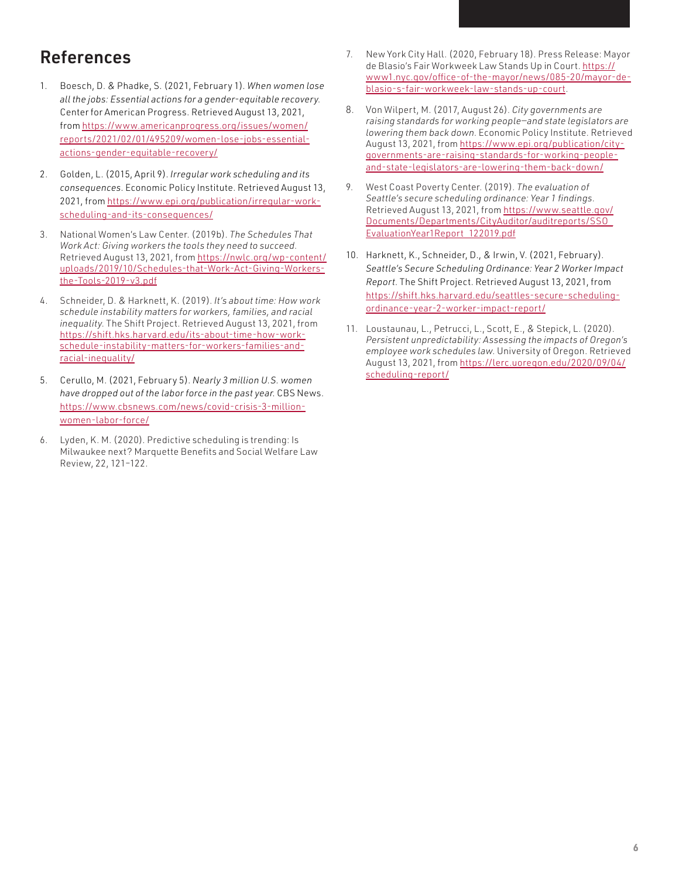## References

1. Boesch, D. & Phadke, S. (2021, February 1). *When women lose all the jobs: Essential actions for a gender-equitable recovery.* Center for American Progress. Retrieved August 13, 2021, from https://www.americanprogress.org/issues/women/reports/2021/02/01/495209/women-lose-jobs-essential-actions-gender-equitable-recovery/

2. Golden, L. (2015, April 9). *Irregular work scheduling and its consequences*. Economic Policy Institute. Retrieved August 13, 2021, from https://www.epi.org/publication/irregular-work-scheduling-and-its-consequences/

3. National Women's Law Center. (2019b). *The Schedules That Work Act: Giving workers the tools they need to succeed.* Retrieved August 13, 2021, from https://nwlc.org/wp-content/uploads/2019/10/Schedules-that-Work-Act-Giving-Workers-the-Tools-2019-v3.pdf

4. Schneider, D. & Harknett, K. (2019). *It's about time: How work schedule instability matters for workers, families, and racial inequality.* The Shift Project. Retrieved August 13, 2021, from https://shift.hks.harvard.edu/its-about-time-how-work-schedule-instability-matters-for-workers-families-and-racial-inequality/

5. Cerullo, M. (2021, February 5). *Nearly 3 million U.S. women have dropped out of the labor force in the past year.* CBS News. https://www.cbsnews.com/news/covid-crisis-3-million-women-labor-force/

6. Lyden, K. M. (2020). Predictive scheduling is trending: Is Milwaukee next? Marquette Benefits and Social Welfare Law Review, 22, 121–122.

7. New York City Hall. (2020, February 18). Press Release: Mayor de Blasio's Fair Workweek Law Stands Up in Court. https://www1.nyc.gov/office-of-the-mayor/news/085-20/mayor-de-blasio-s-fair-workweek-law-stands-up-court.

8. Von Wilpert, M. (2017, August 26). *City governments are raising standards for working people—and state legislators are lowering them back down.* Economic Policy Institute. Retrieved August 13, 2021, from https://www.epi.org/publication/city-governments-are-raising-standards-for-working-people-and-state-legislators-are-lowering-them-back-down/

9. West Coast Poverty Center. (2019). *The evaluation of Seattle's secure scheduling ordinance: Year 1 findings.* Retrieved August 13, 2021, from https://www.seattle.gov/Documents/Departments/CityAuditor/auditreports/SSO_EvaluationYear1Report_122019.pdf

10. Harknett, K., Schneider, D., & Irwin, V. (2021, February). *Seattle's Secure Scheduling Ordinance: Year 2 Worker Impact Report.* The Shift Project. Retrieved August 13, 2021, from https://shift.hks.harvard.edu/seattles-secure-scheduling-ordinance-year-2-worker-impact-report/

11. Loustaunau, L., Petrucci, L., Scott, E., & Stepick, L. (2020). *Persistent unpredictability: Assessing the impacts of Oregon's employee work schedules law.* University of Oregon. Retrieved August 13, 2021, from https://lerc.uoregon.edu/2020/09/04/scheduling-report/